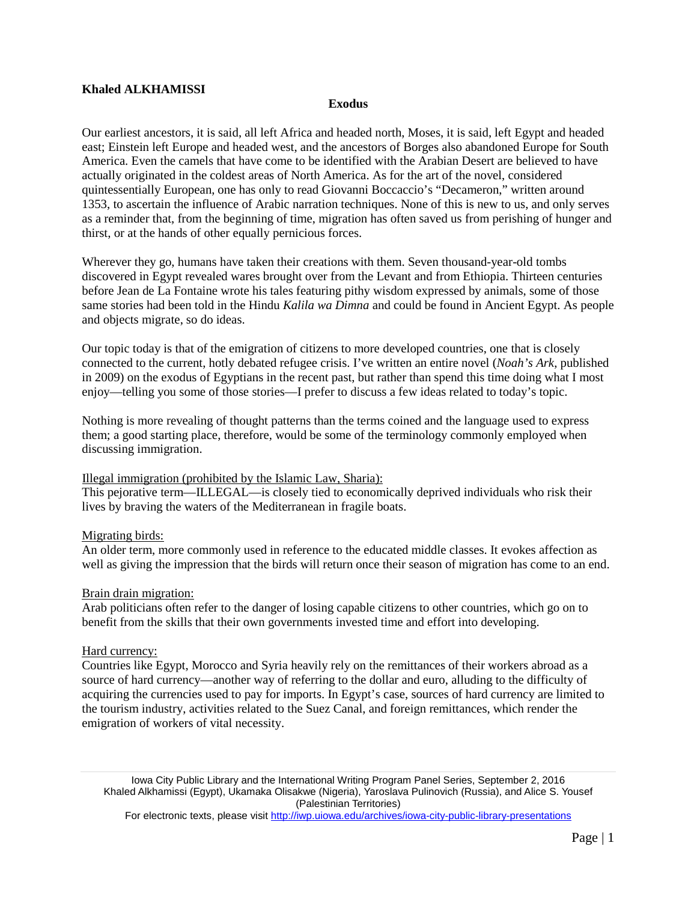**Khaled ALKHAMISSI**

## Exodus

Our earliest ancestors, it is said, all left Africa and headed north, Moses, it is said, left Egypt and headed east; Einstein left Europe and headed west, and the ancestors of Borges also abandoned Europe for South America. Even the camels that have come to be identified with the Arabian Desert are believed to have actually originated in the coldest areas of North America. As for the art of the novel, considered quintessentially European, one has only to read Giovanni Boccaccio's "Decameron," written around 1353, to ascertain the influence of Arabic narration techniques. None of this is new to us, and only serves as a reminder that, from the beginning of time, migration has often saved us from perishing of hunger and thirst, or at the hands of other equally pernicious forces.

Wherever they go, humans have taken their creations with them. Seven thousand-year-old tombs discovered in Egypt revealed wares brought over from the Levant and from Ethiopia. Thirteen centuries before Jean de La Fontaine wrote his tales featuring pithy wisdom expressed by animals, some of those same stories had been told in the Hindu *Kalila wa Dimna* and could be found in Ancient Egypt. As people and objects migrate, so do ideas.

Our topic today is that of the emigration of citizens to more developed countries, one that is closely connected to the current, hotly debated refugee crisis. I've written an entire novel (*Noah's Ark*, published in 2009) on the exodus of Egyptians in the recent past, but rather than spend this time doing what I most enjoy—telling you some of those stories—I prefer to discuss a few ideas related to today's topic.

Nothing is more revealing of thought patterns than the terms coined and the language used to express them; a good starting place, therefore, would be some of the terminology commonly employed when discussing immigration.

<u>Illegal immigration (prohibited by the Islamic Law, Sharia):</u>
This pejorative term—ILLEGAL—is closely tied to economically deprived individuals who risk their lives by braving the waters of the Mediterranean in fragile boats.

<u>Migrating birds:</u>
An older term, more commonly used in reference to the educated middle classes. It evokes affection as well as giving the impression that the birds will return once their season of migration has come to an end.

<u>Brain drain migration:</u>
Arab politicians often refer to the danger of losing capable citizens to other countries, which go on to benefit from the skills that their own governments invested time and effort into developing.

<u>Hard currency:</u>
Countries like Egypt, Morocco and Syria heavily rely on the remittances of their workers abroad as a source of hard currency—another way of referring to the dollar and euro, alluding to the difficulty of acquiring the currencies used to pay for imports. In Egypt's case, sources of hard currency are limited to the tourism industry, activities related to the Suez Canal, and foreign remittances, which render the emigration of workers of vital necessity.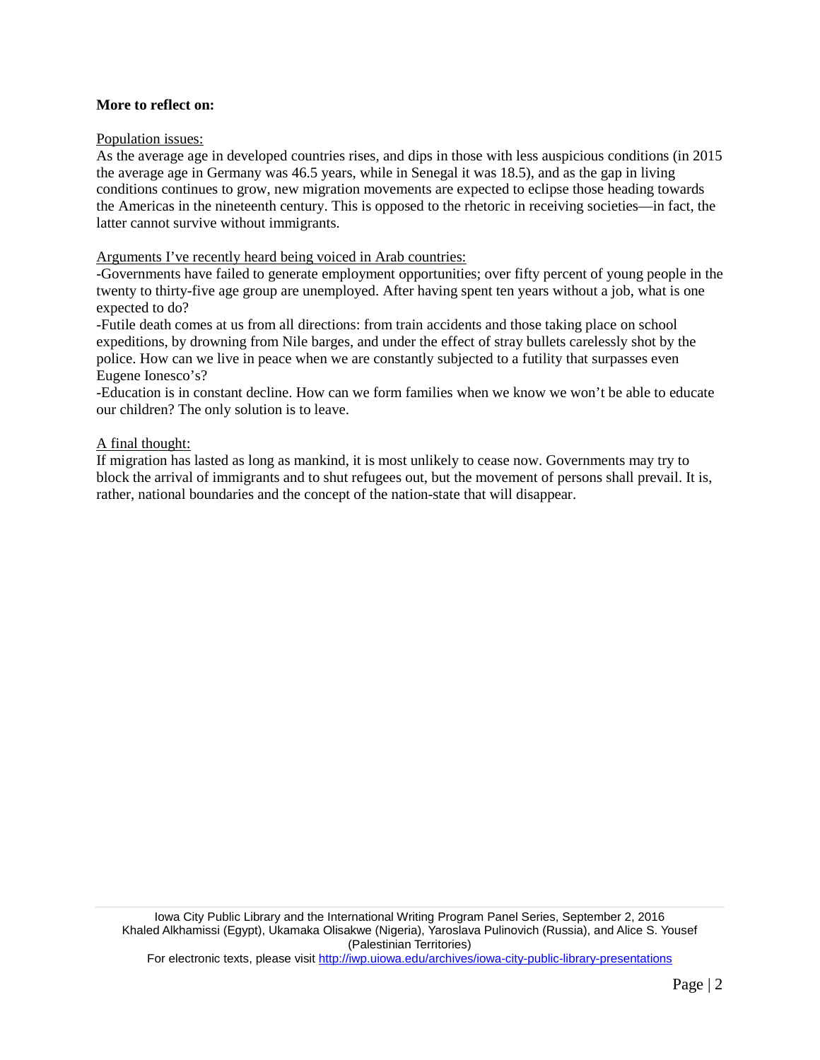**More to reflect on:**

Population issues:
As the average age in developed countries rises, and dips in those with less auspicious conditions (in 2015 the average age in Germany was 46.5 years, while in Senegal it was 18.5), and as the gap in living conditions continues to grow, new migration movements are expected to eclipse those heading towards the Americas in the nineteenth century. This is opposed to the rhetoric in receiving societies—in fact, the latter cannot survive without immigrants.

Arguments I've recently heard being voiced in Arab countries:
-Governments have failed to generate employment opportunities; over fifty percent of young people in the twenty to thirty-five age group are unemployed. After having spent ten years without a job, what is one expected to do?
-Futile death comes at us from all directions: from train accidents and those taking place on school expeditions, by drowning from Nile barges, and under the effect of stray bullets carelessly shot by the police. How can we live in peace when we are constantly subjected to a futility that surpasses even Eugene Ionesco's?
-Education is in constant decline. How can we form families when we know we won't be able to educate our children? The only solution is to leave.

A final thought:
If migration has lasted as long as mankind, it is most unlikely to cease now. Governments may try to block the arrival of immigrants and to shut refugees out, but the movement of persons shall prevail. It is, rather, national boundaries and the concept of the nation-state that will disappear.